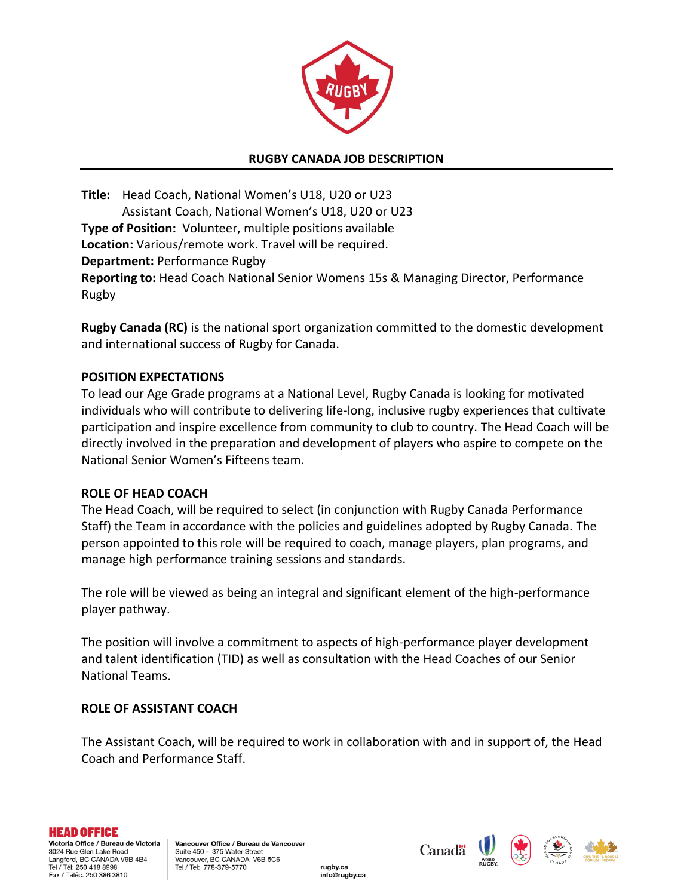# RUGBY CANADA JOB DESCRIPTION

**Title:** Head Coach, National Women's U18, U20 or U23
Assistant Coach, National Women's U18, U20 or U23
**Type of Position:** Volunteer, multiple positions available
**Location:** Various/remote work. Travel will be required.
**Department:** Performance Rugby
**Reporting to:** Head Coach National Senior Womens 15s & Managing Director, Performance Rugby

**Rugby Canada (RC)** is the national sport organization committed to the domestic development and international success of Rugby for Canada.

## POSITION EXPECTATIONS

To lead our Age Grade programs at a National Level, Rugby Canada is looking for motivated individuals who will contribute to delivering life-long, inclusive rugby experiences that cultivate participation and inspire excellence from community to club to country. The Head Coach will be directly involved in the preparation and development of players who aspire to compete on the National Senior Women's Fifteens team.

## ROLE OF HEAD COACH

The Head Coach, will be required to select (in conjunction with Rugby Canada Performance Staff) the Team in accordance with the policies and guidelines adopted by Rugby Canada. The person appointed to this role will be required to coach, manage players, plan programs, and manage high performance training sessions and standards.

The role will be viewed as being an integral and significant element of the high-performance player pathway.

The position will involve a commitment to aspects of high-performance player development and talent identification (TID) as well as consultation with the Head Coaches of our Senior National Teams.

## ROLE OF ASSISTANT COACH

The Assistant Coach, will be required to work in collaboration with and in support of, the Head Coach and Performance Staff.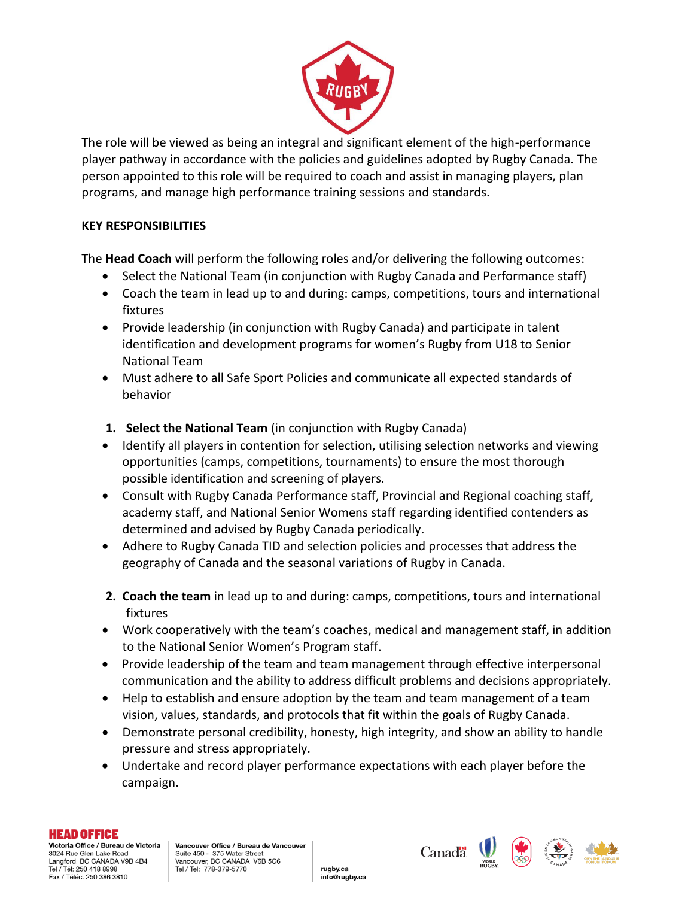The role will be viewed as being an integral and significant element of the high-performance player pathway in accordance with the policies and guidelines adopted by Rugby Canada. The person appointed to this role will be required to coach and assist in managing players, plan programs, and manage high performance training sessions and standards.

## KEY RESPONSIBILITIES

The **Head Coach** will perform the following roles and/or delivering the following outcomes:

- Select the National Team (in conjunction with Rugby Canada and Performance staff)
- Coach the team in lead up to and during: camps, competitions, tours and international fixtures
- Provide leadership (in conjunction with Rugby Canada) and participate in talent identification and development programs for women's Rugby from U18 to Senior National Team
- Must adhere to all Safe Sport Policies and communicate all expected standards of behavior

1. **Select the National Team** (in conjunction with Rugby Canada)

- Identify all players in contention for selection, utilising selection networks and viewing opportunities (camps, competitions, tournaments) to ensure the most thorough possible identification and screening of players.
- Consult with Rugby Canada Performance staff, Provincial and Regional coaching staff, academy staff, and National Senior Womens staff regarding identified contenders as determined and advised by Rugby Canada periodically.
- Adhere to Rugby Canada TID and selection policies and processes that address the geography of Canada and the seasonal variations of Rugby in Canada.

2. **Coach the team** in lead up to and during: camps, competitions, tours and international fixtures

- Work cooperatively with the team's coaches, medical and management staff, in addition to the National Senior Women's Program staff.
- Provide leadership of the team and team management through effective interpersonal communication and the ability to address difficult problems and decisions appropriately.
- Help to establish and ensure adoption by the team and team management of a team vision, values, standards, and protocols that fit within the goals of Rugby Canada.
- Demonstrate personal credibility, honesty, high integrity, and show an ability to handle pressure and stress appropriately.
- Undertake and record player performance expectations with each player before the campaign.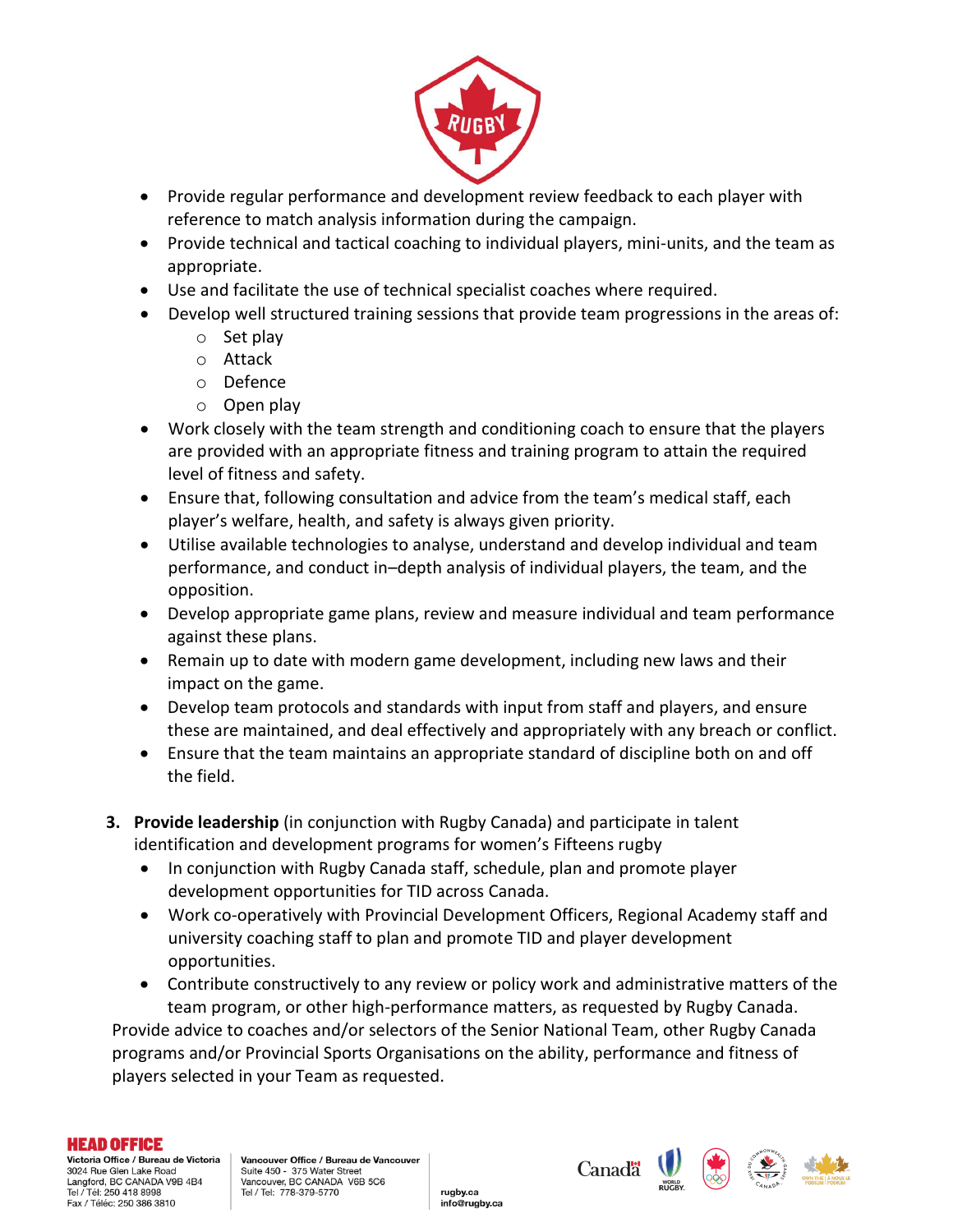- Provide regular performance and development review feedback to each player with reference to match analysis information during the campaign.
- Provide technical and tactical coaching to individual players, mini-units, and the team as appropriate.
- Use and facilitate the use of technical specialist coaches where required.
- Develop well structured training sessions that provide team progressions in the areas of:
  - Set play
  - Attack
  - Defence
  - Open play
- Work closely with the team strength and conditioning coach to ensure that the players are provided with an appropriate fitness and training program to attain the required level of fitness and safety.
- Ensure that, following consultation and advice from the team's medical staff, each player's welfare, health, and safety is always given priority.
- Utilise available technologies to analyse, understand and develop individual and team performance, and conduct in–depth analysis of individual players, the team, and the opposition.
- Develop appropriate game plans, review and measure individual and team performance against these plans.
- Remain up to date with modern game development, including new laws and their impact on the game.
- Develop team protocols and standards with input from staff and players, and ensure these are maintained, and deal effectively and appropriately with any breach or conflict.
- Ensure that the team maintains an appropriate standard of discipline both on and off the field.

3. **Provide leadership** (in conjunction with Rugby Canada) and participate in talent identification and development programs for women's Fifteens rugby
   - In conjunction with Rugby Canada staff, schedule, plan and promote player development opportunities for TID across Canada.
   - Work co-operatively with Provincial Development Officers, Regional Academy staff and university coaching staff to plan and promote TID and player development opportunities.
   - Contribute constructively to any review or policy work and administrative matters of the team program, or other high-performance matters, as requested by Rugby Canada.

Provide advice to coaches and/or selectors of the Senior National Team, other Rugby Canada programs and/or Provincial Sports Organisations on the ability, performance and fitness of players selected in your Team as requested.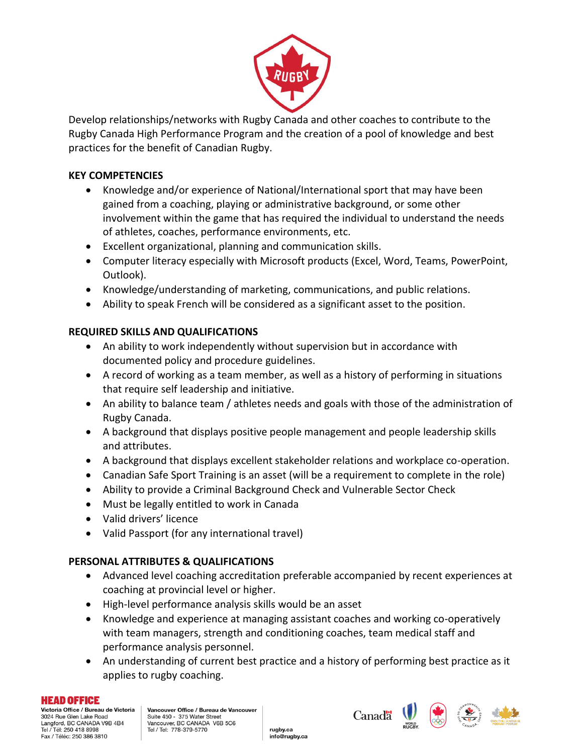Develop relationships/networks with Rugby Canada and other coaches to contribute to the Rugby Canada High Performance Program and the creation of a pool of knowledge and best practices for the benefit of Canadian Rugby.

**KEY COMPETENCIES**

- Knowledge and/or experience of National/International sport that may have been gained from a coaching, playing or administrative background, or some other involvement within the game that has required the individual to understand the needs of athletes, coaches, performance environments, etc.
- Excellent organizational, planning and communication skills.
- Computer literacy especially with Microsoft products (Excel, Word, Teams, PowerPoint, Outlook).
- Knowledge/understanding of marketing, communications, and public relations.
- Ability to speak French will be considered as a significant asset to the position.

**REQUIRED SKILLS AND QUALIFICATIONS**

- An ability to work independently without supervision but in accordance with documented policy and procedure guidelines.
- A record of working as a team member, as well as a history of performing in situations that require self leadership and initiative.
- An ability to balance team / athletes needs and goals with those of the administration of Rugby Canada.
- A background that displays positive people management and people leadership skills and attributes.
- A background that displays excellent stakeholder relations and workplace co-operation.
- Canadian Safe Sport Training is an asset (will be a requirement to complete in the role)
- Ability to provide a Criminal Background Check and Vulnerable Sector Check
- Must be legally entitled to work in Canada
- Valid drivers' licence
- Valid Passport (for any international travel)

**PERSONAL ATTRIBUTES & QUALIFICATIONS**

- Advanced level coaching accreditation preferable accompanied by recent experiences at coaching at provincial level or higher.
- High-level performance analysis skills would be an asset
- Knowledge and experience at managing assistant coaches and working co-operatively with team managers, strength and conditioning coaches, team medical staff and performance analysis personnel.
- An understanding of current best practice and a history of performing best practice as it applies to rugby coaching.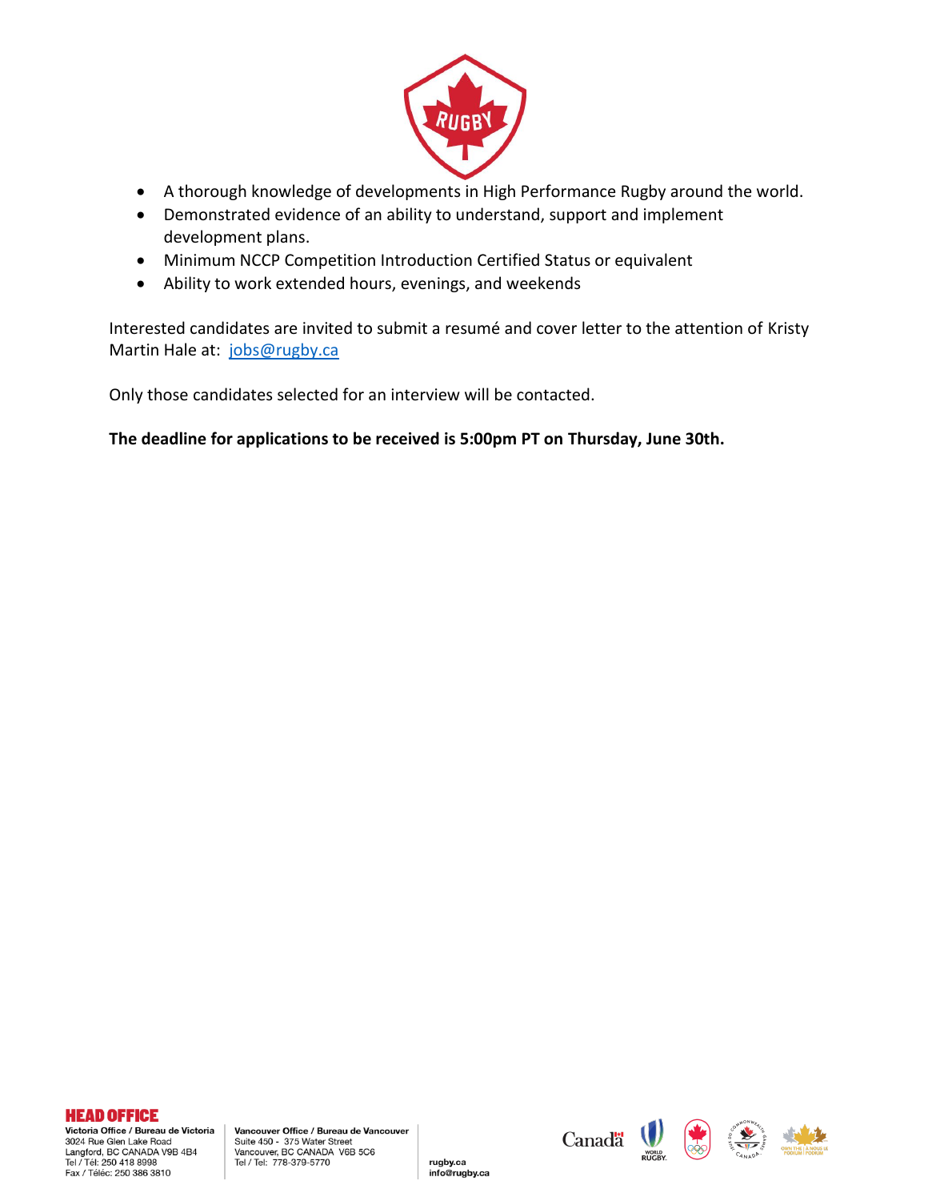- A thorough knowledge of developments in High Performance Rugby around the world.
- Demonstrated evidence of an ability to understand, support and implement development plans.
- Minimum NCCP Competition Introduction Certified Status or equivalent
- Ability to work extended hours, evenings, and weekends

Interested candidates are invited to submit a resumé and cover letter to the attention of Kristy Martin Hale at: [jobs@rugby.ca](mailto:jobs@rugby.ca)

Only those candidates selected for an interview will be contacted.

**The deadline for applications to be received is 5:00pm PT on Thursday, June 30th.**